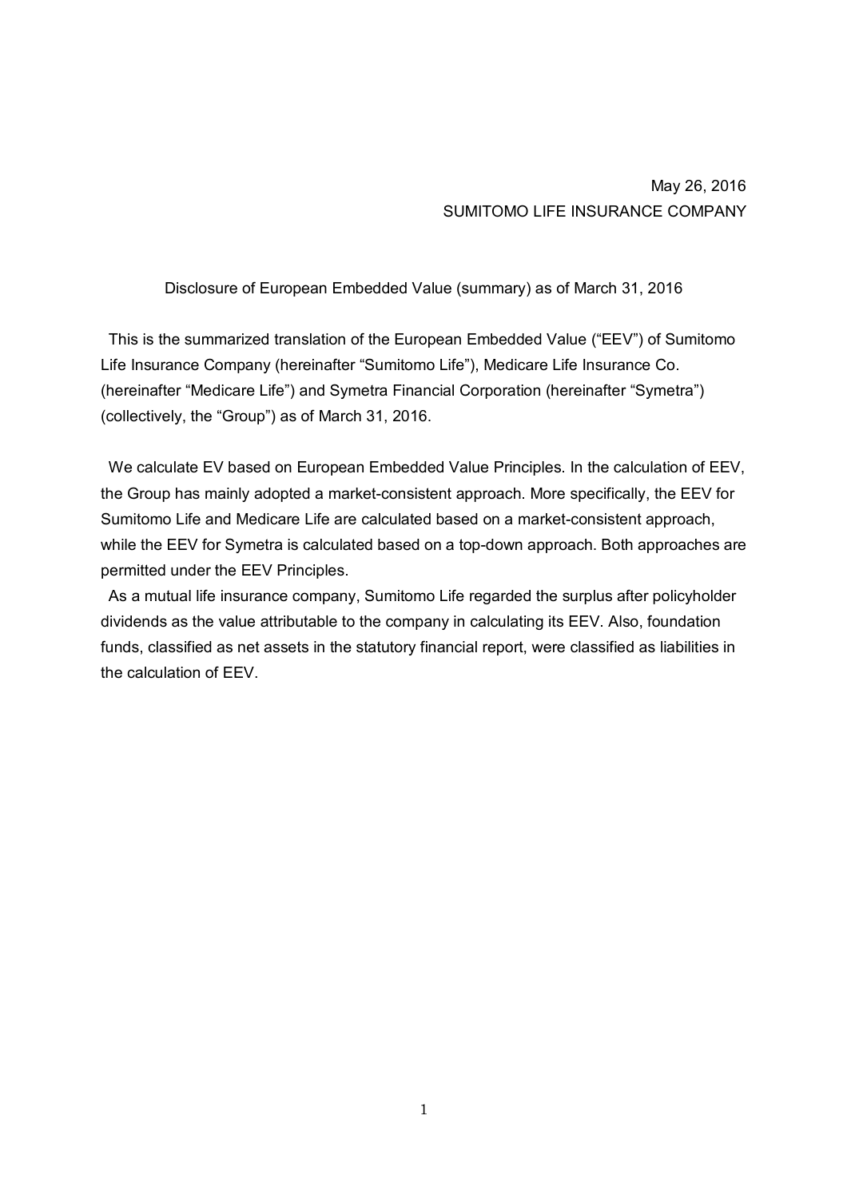May 26, 2016
SUMITOMO LIFE INSURANCE COMPANY

# Disclosure of European Embedded Value (summary) as of March 31, 2016

This is the summarized translation of the European Embedded Value ("EEV") of Sumitomo Life Insurance Company (hereinafter "Sumitomo Life"), Medicare Life Insurance Co. (hereinafter "Medicare Life") and Symetra Financial Corporation (hereinafter "Symetra") (collectively, the "Group") as of March 31, 2016.

We calculate EV based on European Embedded Value Principles. In the calculation of EEV, the Group has mainly adopted a market-consistent approach. More specifically, the EEV for Sumitomo Life and Medicare Life are calculated based on a market-consistent approach, while the EEV for Symetra is calculated based on a top-down approach. Both approaches are permitted under the EEV Principles.

As a mutual life insurance company, Sumitomo Life regarded the surplus after policyholder dividends as the value attributable to the company in calculating its EEV. Also, foundation funds, classified as net assets in the statutory financial report, were classified as liabilities in the calculation of EEV.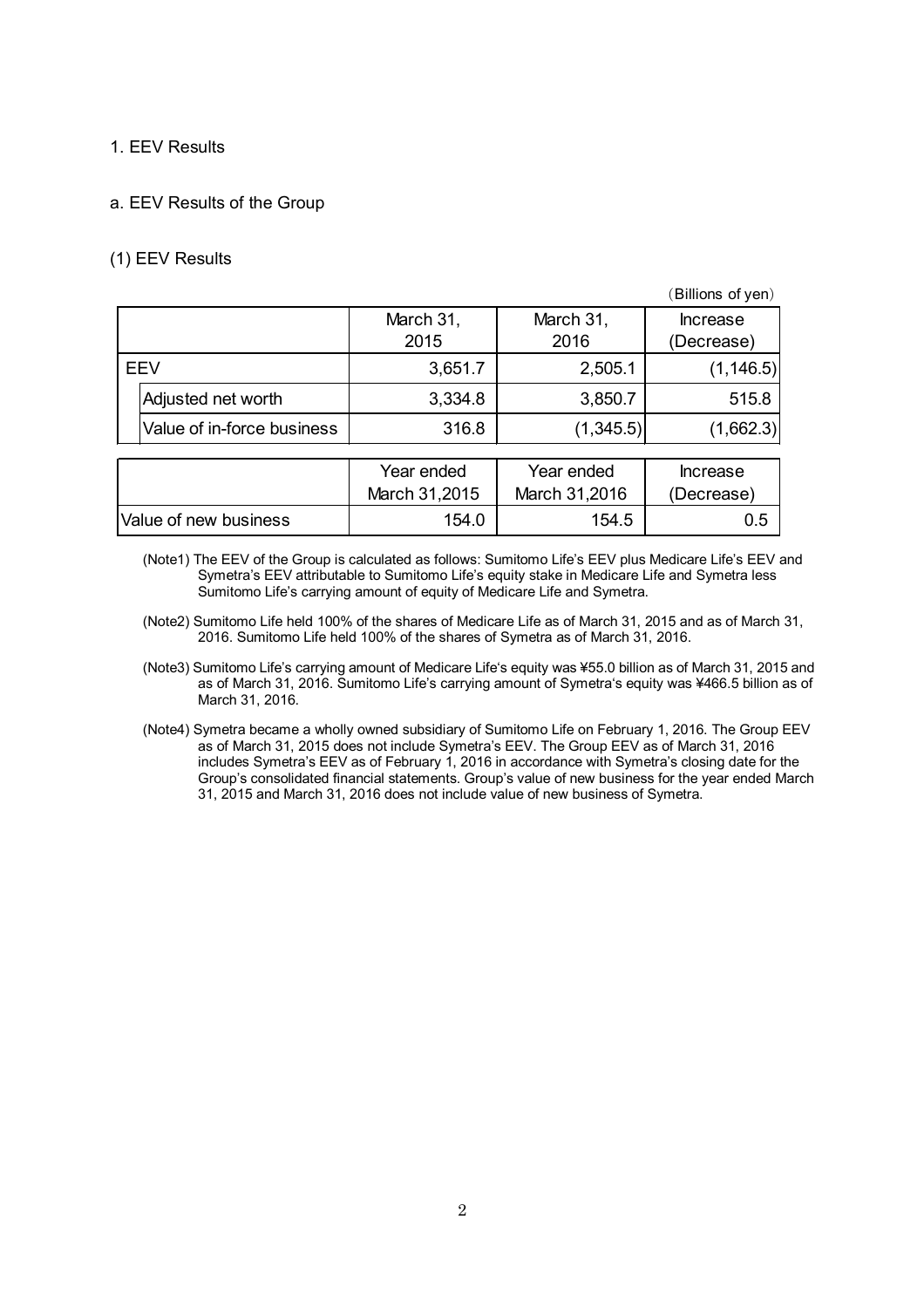## 1. EEV Results

### a. EEV Results of the Group

#### (1) EEV Results

(Billions of yen)

| | March 31, 2015 | March 31, 2016 | Increase (Decrease) |
|---|---|---|---|
| EEV | 3,651.7 | 2,505.1 | (1,146.5) |
| Adjusted net worth | 3,334.8 | 3,850.7 | 515.8 |
| Value of in-force business | 316.8 | (1,345.5) | (1,662.3) |

| | Year ended March 31,2015 | Year ended March 31,2016 | Increase (Decrease) |
|---|---|---|---|
| Value of new business | 154.0 | 154.5 | 0.5 |

(Note1) The EEV of the Group is calculated as follows: Sumitomo Life's EEV plus Medicare Life's EEV and Symetra's EEV attributable to Sumitomo Life's equity stake in Medicare Life and Symetra less Sumitomo Life's carrying amount of equity of Medicare Life and Symetra.

(Note2) Sumitomo Life held 100% of the shares of Medicare Life as of March 31, 2015 and as of March 31, 2016. Sumitomo Life held 100% of the shares of Symetra as of March 31, 2016.

(Note3) Sumitomo Life's carrying amount of Medicare Life's equity was ¥55.0 billion as of March 31, 2015 and as of March 31, 2016. Sumitomo Life's carrying amount of Symetra's equity was ¥466.5 billion as of March 31, 2016.

(Note4) Symetra became a wholly owned subsidiary of Sumitomo Life on February 1, 2016. The Group EEV as of March 31, 2015 does not include Symetra's EEV. The Group EEV as of March 31, 2016 includes Symetra's EEV as of February 1, 2016 in accordance with Symetra's closing date for the Group's consolidated financial statements. Group's value of new business for the year ended March 31, 2015 and March 31, 2016 does not include value of new business of Symetra.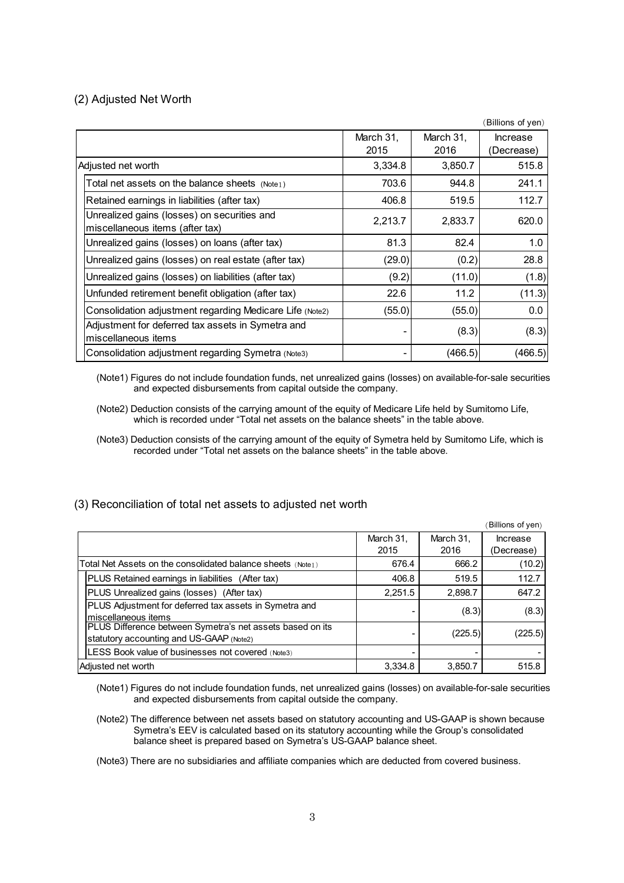## (2) Adjusted Net Worth

(Billions of yen)

| | March 31, 2015 | March 31, 2016 | Increase (Decrease) |
|---|---|---|---|
| Adjusted net worth | 3,334.8 | 3,850.7 | 515.8 |
| Total net assets on the balance sheets (Note1) | 703.6 | 944.8 | 241.1 |
| Retained earnings in liabilities (after tax) | 406.8 | 519.5 | 112.7 |
| Unrealized gains (losses) on securities and miscellaneous items (after tax) | 2,213.7 | 2,833.7 | 620.0 |
| Unrealized gains (losses) on loans (after tax) | 81.3 | 82.4 | 1.0 |
| Unrealized gains (losses) on real estate (after tax) | (29.0) | (0.2) | 28.8 |
| Unrealized gains (losses) on liabilities (after tax) | (9.2) | (11.0) | (1.8) |
| Unfunded retirement benefit obligation (after tax) | 22.6 | 11.2 | (11.3) |
| Consolidation adjustment regarding Medicare Life (Note2) | (55.0) | (55.0) | 0.0 |
| Adjustment for deferred tax assets in Symetra and miscellaneous items | - | (8.3) | (8.3) |
| Consolidation adjustment regarding Symetra (Note3) | - | (466.5) | (466.5) |

(Note1) Figures do not include foundation funds, net unrealized gains (losses) on available-for-sale securities and expected disbursements from capital outside the company.

(Note2) Deduction consists of the carrying amount of the equity of Medicare Life held by Sumitomo Life, which is recorded under "Total net assets on the balance sheets" in the table above.

(Note3) Deduction consists of the carrying amount of the equity of Symetra held by Sumitomo Life, which is recorded under "Total net assets on the balance sheets" in the table above.

## (3) Reconciliation of total net assets to adjusted net worth

(Billions of yen)

| | March 31, 2015 | March 31, 2016 | Increase (Decrease) |
|---|---|---|---|
| Total Net Assets on the consolidated balance sheets (Note1) | 676.4 | 666.2 | (10.2) |
| PLUS Retained earnings in liabilities (After tax) | 406.8 | 519.5 | 112.7 |
| PLUS Unrealized gains (losses) (After tax) | 2,251.5 | 2,898.7 | 647.2 |
| PLUS Adjustment for deferred tax assets in Symetra and miscellaneous items | - | (8.3) | (8.3) |
| PLUS Difference between Symetra's net assets based on its statutory accounting and US-GAAP (Note2) | - | (225.5) | (225.5) |
| LESS Book value of businesses not covered (Note3) | - | - | - |
| Adjusted net worth | 3,334.8 | 3,850.7 | 515.8 |

(Note1) Figures do not include foundation funds, net unrealized gains (losses) on available-for-sale securities and expected disbursements from capital outside the company.

(Note2) The difference between net assets based on statutory accounting and US-GAAP is shown because Symetra's EEV is calculated based on its statutory accounting while the Group's consolidated balance sheet is prepared based on Symetra's US-GAAP balance sheet.

(Note3) There are no subsidiaries and affiliate companies which are deducted from covered business.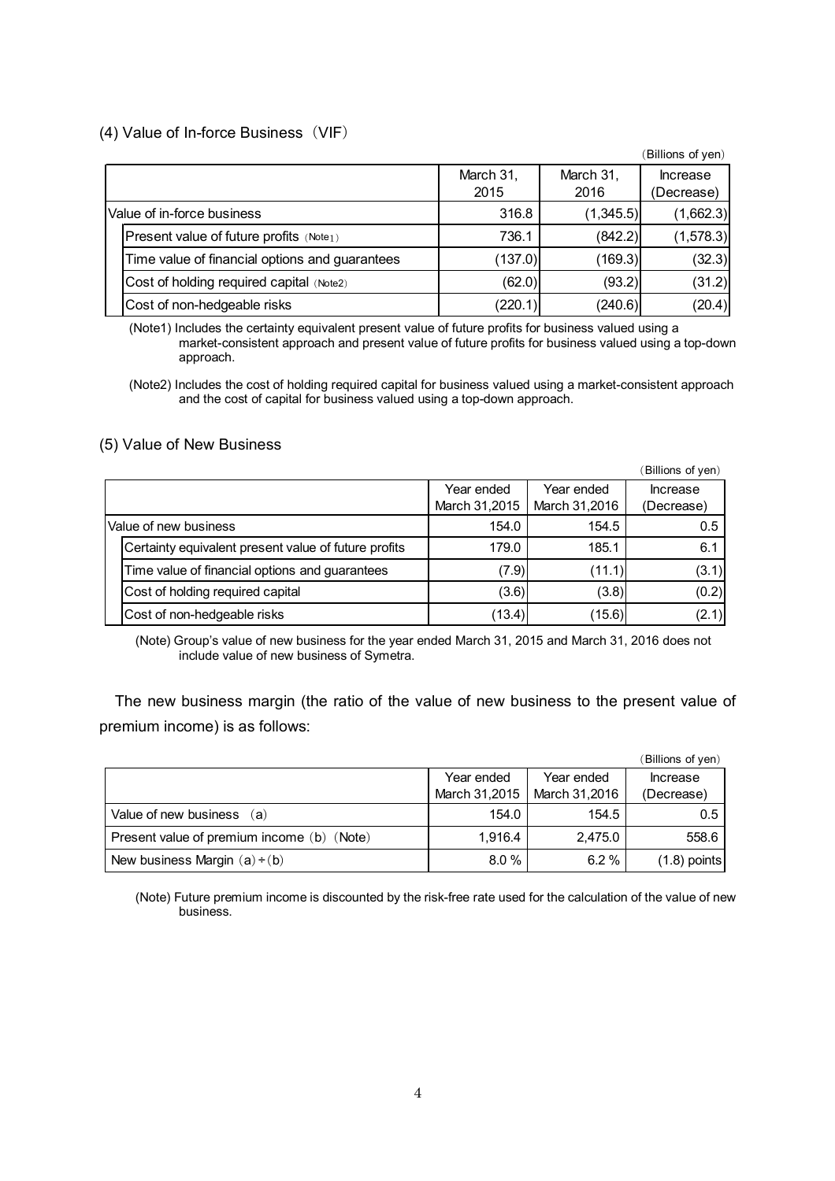### (4) Value of In-force Business（VIF）

（Billions of yen）

| | March 31, 2015 | March 31, 2016 | Increase (Decrease) |
|---|---|---|---|
| Value of in-force business | 316.8 | (1,345.5) | (1,662.3) |
| Present value of future profits（Note1） | 736.1 | (842.2) | (1,578.3) |
| Time value of financial options and guarantees | (137.0) | (169.3) | (32.3) |
| Cost of holding required capital（Note2） | (62.0) | (93.2) | (31.2) |
| Cost of non-hedgeable risks | (220.1) | (240.6) | (20.4) |

(Note1) Includes the certainty equivalent present value of future profits for business valued using a market-consistent approach and present value of future profits for business valued using a top-down approach.

(Note2) Includes the cost of holding required capital for business valued using a market-consistent approach and the cost of capital for business valued using a top-down approach.

### (5) Value of New Business

（Billions of yen）

| | Year ended March 31,2015 | Year ended March 31,2016 | Increase (Decrease) |
|---|---|---|---|
| Value of new business | 154.0 | 154.5 | 0.5 |
| Certainty equivalent present value of future profits | 179.0 | 185.1 | 6.1 |
| Time value of financial options and guarantees | (7.9) | (11.1) | (3.1) |
| Cost of holding required capital | (3.6) | (3.8) | (0.2) |
| Cost of non-hedgeable risks | (13.4) | (15.6) | (2.1) |

(Note) Group's value of new business for the year ended March 31, 2015 and March 31, 2016 does not include value of new business of Symetra.

The new business margin (the ratio of the value of new business to the present value of premium income) is as follows:

（Billions of yen）

| | Year ended March 31,2015 | Year ended March 31,2016 | Increase (Decrease) |
|---|---|---|---|
| Value of new business (a) | 154.0 | 154.5 | 0.5 |
| Present value of premium income (b) (Note) | 1,916.4 | 2,475.0 | 558.6 |
| New business Margin (a)÷(b) | 8.0 % | 6.2 % | (1.8) points |

(Note) Future premium income is discounted by the risk-free rate used for the calculation of the value of new business.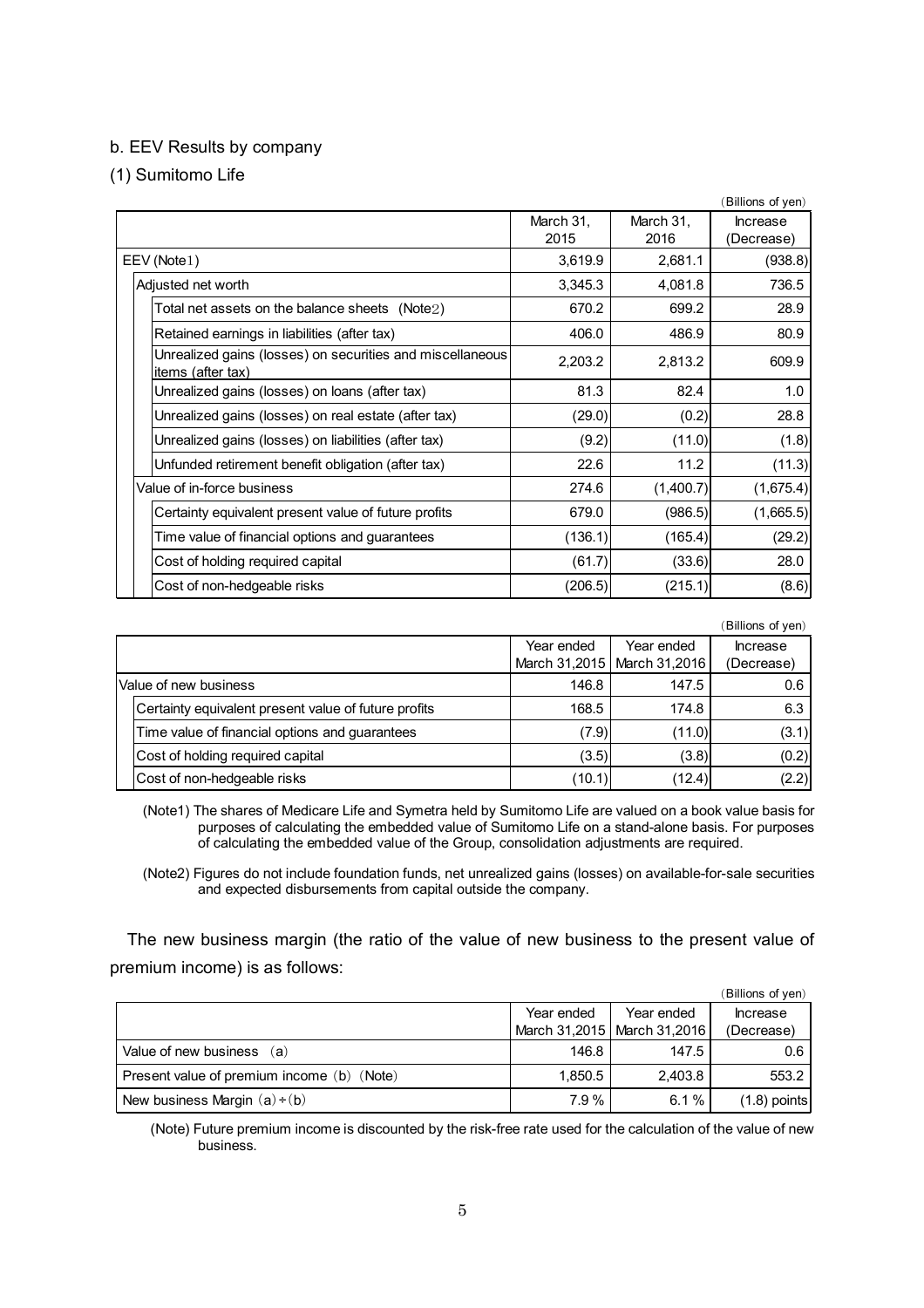### b. EEV Results by company

### (1) Sumitomo Life

(Billions of yen)

| | March 31, 2015 | March 31, 2016 | Increase (Decrease) |
|---|---|---|---|
| EEV (Note1) | 3,619.9 | 2,681.1 | (938.8) |
| Adjusted net worth | 3,345.3 | 4,081.8 | 736.5 |
| Total net assets on the balance sheets (Note2) | 670.2 | 699.2 | 28.9 |
| Retained earnings in liabilities (after tax) | 406.0 | 486.9 | 80.9 |
| Unrealized gains (losses) on securities and miscellaneous items (after tax) | 2,203.2 | 2,813.2 | 609.9 |
| Unrealized gains (losses) on loans (after tax) | 81.3 | 82.4 | 1.0 |
| Unrealized gains (losses) on real estate (after tax) | (29.0) | (0.2) | 28.8 |
| Unrealized gains (losses) on liabilities (after tax) | (9.2) | (11.0) | (1.8) |
| Unfunded retirement benefit obligation (after tax) | 22.6 | 11.2 | (11.3) |
| Value of in-force business | 274.6 | (1,400.7) | (1,675.4) |
| Certainty equivalent present value of future profits | 679.0 | (986.5) | (1,665.5) |
| Time value of financial options and guarantees | (136.1) | (165.4) | (29.2) |
| Cost of holding required capital | (61.7) | (33.6) | 28.0 |
| Cost of non-hedgeable risks | (206.5) | (215.1) | (8.6) |

(Billions of yen)

| | Year ended March 31,2015 | Year ended March 31,2016 | Increase (Decrease) |
|---|---|---|---|
| Value of new business | 146.8 | 147.5 | 0.6 |
| Certainty equivalent present value of future profits | 168.5 | 174.8 | 6.3 |
| Time value of financial options and guarantees | (7.9) | (11.0) | (3.1) |
| Cost of holding required capital | (3.5) | (3.8) | (0.2) |
| Cost of non-hedgeable risks | (10.1) | (12.4) | (2.2) |

(Note1) The shares of Medicare Life and Symetra held by Sumitomo Life are valued on a book value basis for purposes of calculating the embedded value of Sumitomo Life on a stand-alone basis. For purposes of calculating the embedded value of the Group, consolidation adjustments are required.

(Note2) Figures do not include foundation funds, net unrealized gains (losses) on available-for-sale securities and expected disbursements from capital outside the company.

The new business margin (the ratio of the value of new business to the present value of premium income) is as follows:

(Billions of yen)

| | Year ended March 31,2015 | Year ended March 31,2016 | Increase (Decrease) |
|---|---|---|---|
| Value of new business (a) | 146.8 | 147.5 | 0.6 |
| Present value of premium income (b) (Note) | 1,850.5 | 2,403.8 | 553.2 |
| New business Margin (a)÷(b) | 7.9 % | 6.1 % | (1.8) points |

(Note) Future premium income is discounted by the risk-free rate used for the calculation of the value of new business.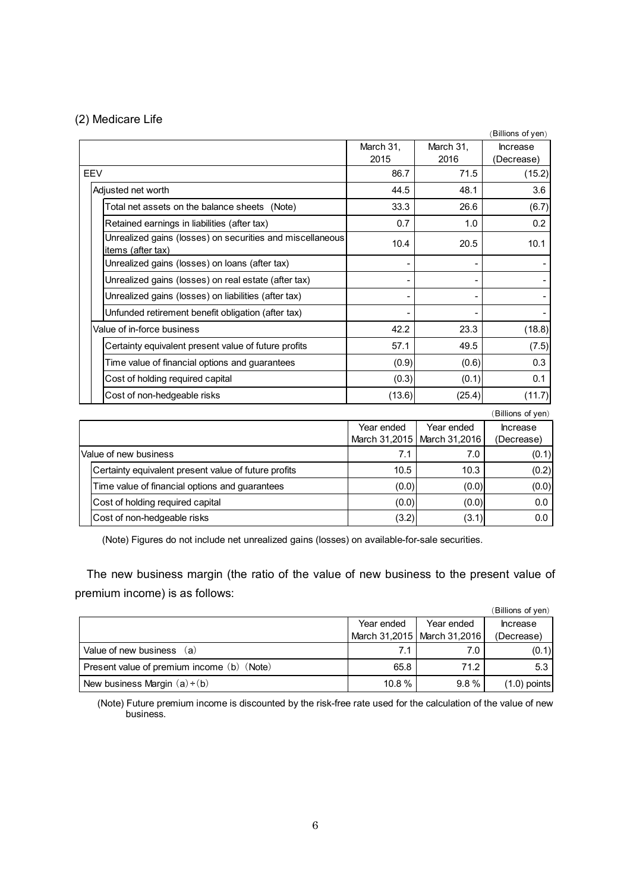## (2) Medicare Life

(Billions of yen)

| | March 31, 2015 | March 31, 2016 | Increase (Decrease) |
|---|---|---|---|
| EEV | 86.7 | 71.5 | (15.2) |
| Adjusted net worth | 44.5 | 48.1 | 3.6 |
| Total net assets on the balance sheets (Note) | 33.3 | 26.6 | (6.7) |
| Retained earnings in liabilities (after tax) | 0.7 | 1.0 | 0.2 |
| Unrealized gains (losses) on securities and miscellaneous items (after tax) | 10.4 | 20.5 | 10.1 |
| Unrealized gains (losses) on loans (after tax) | - | - | - |
| Unrealized gains (losses) on real estate (after tax) | - | - | - |
| Unrealized gains (losses) on liabilities (after tax) | - | - | - |
| Unfunded retirement benefit obligation (after tax) | - | - | - |
| Value of in-force business | 42.2 | 23.3 | (18.8) |
| Certainty equivalent present value of future profits | 57.1 | 49.5 | (7.5) |
| Time value of financial options and guarantees | (0.9) | (0.6) | 0.3 |
| Cost of holding required capital | (0.3) | (0.1) | 0.1 |
| Cost of non-hedgeable risks | (13.6) | (25.4) | (11.7) |

(Billions of yen)

| | Year ended March 31,2015 | Year ended March 31,2016 | Increase (Decrease) |
|---|---|---|---|
| Value of new business | 7.1 | 7.0 | (0.1) |
| Certainty equivalent present value of future profits | 10.5 | 10.3 | (0.2) |
| Time value of financial options and guarantees | (0.0) | (0.0) | (0.0) |
| Cost of holding required capital | (0.0) | (0.0) | 0.0 |
| Cost of non-hedgeable risks | (3.2) | (3.1) | 0.0 |

(Note) Figures do not include net unrealized gains (losses) on available-for-sale securities.

The new business margin (the ratio of the value of new business to the present value of premium income) is as follows:

(Billions of yen)

| | Year ended March 31,2015 | Year ended March 31,2016 | Increase (Decrease) |
|---|---|---|---|
| Value of new business (a) | 7.1 | 7.0 | (0.1) |
| Present value of premium income (b) (Note) | 65.8 | 71.2 | 5.3 |
| New business Margin (a)÷(b) | 10.8 % | 9.8 % | (1.0) points |

(Note) Future premium income is discounted by the risk-free rate used for the calculation of the value of new business.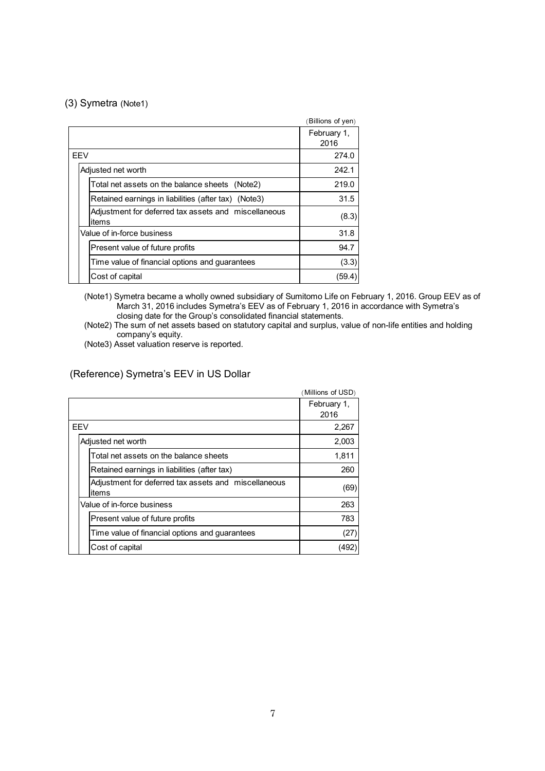### (3) Symetra (Note1)

(Billions of yen)

| | February 1, 2016 |
|---|---|
| EEV | 274.0 |
| Adjusted net worth | 242.1 |
| Total net assets on the balance sheets (Note2) | 219.0 |
| Retained earnings in liabilities (after tax) (Note3) | 31.5 |
| Adjustment for deferred tax assets and miscellaneous items | (8.3) |
| Value of in-force business | 31.8 |
| Present value of future profits | 94.7 |
| Time value of financial options and guarantees | (3.3) |
| Cost of capital | (59.4) |

(Note1) Symetra became a wholly owned subsidiary of Sumitomo Life on February 1, 2016. Group EEV as of March 31, 2016 includes Symetra's EEV as of February 1, 2016 in accordance with Symetra's closing date for the Group's consolidated financial statements.

(Note2) The sum of net assets based on statutory capital and surplus, value of non-life entities and holding company's equity.

(Note3) Asset valuation reserve is reported.

### (Reference) Symetra's EEV in US Dollar

(Millions of USD)

| | February 1, 2016 |
|---|---|
| EEV | 2,267 |
| Adjusted net worth | 2,003 |
| Total net assets on the balance sheets | 1,811 |
| Retained earnings in liabilities (after tax) | 260 |
| Adjustment for deferred tax assets and miscellaneous items | (69) |
| Value of in-force business | 263 |
| Present value of future profits | 783 |
| Time value of financial options and guarantees | (27) |
| Cost of capital | (492) |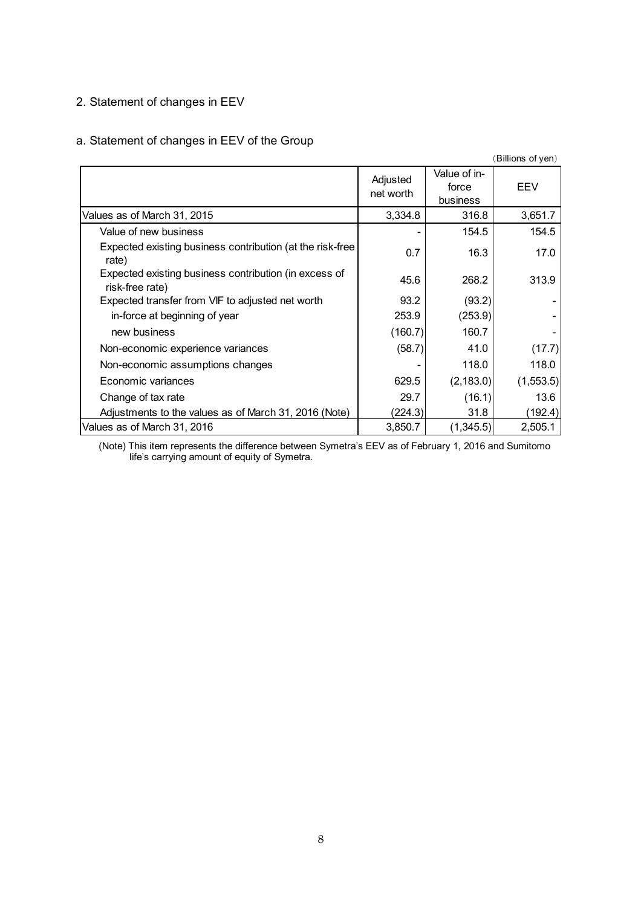## 2. Statement of changes in EEV

### a. Statement of changes in EEV of the Group

(Billions of yen)

| | Adjusted net worth | Value of in-force business | EEV |
|---|---|---|---|
| Values as of March 31, 2015 | 3,334.8 | 316.8 | 3,651.7 |
| Value of new business | - | 154.5 | 154.5 |
| Expected existing business contribution (at the risk-free rate) | 0.7 | 16.3 | 17.0 |
| Expected existing business contribution (in excess of risk-free rate) | 45.6 | 268.2 | 313.9 |
| Expected transfer from VIF to adjusted net worth | 93.2 | (93.2) | - |
| in-force at beginning of year | 253.9 | (253.9) | - |
| new business | (160.7) | 160.7 | - |
| Non-economic experience variances | (58.7) | 41.0 | (17.7) |
| Non-economic assumptions changes | - | 118.0 | 118.0 |
| Economic variances | 629.5 | (2,183.0) | (1,553.5) |
| Change of tax rate | 29.7 | (16.1) | 13.6 |
| Adjustments to the values as of March 31, 2016 (Note) | (224.3) | 31.8 | (192.4) |
| Values as of March 31, 2016 | 3,850.7 | (1,345.5) | 2,505.1 |

(Note) This item represents the difference between Symetra's EEV as of February 1, 2016 and Sumitomo life's carrying amount of equity of Symetra.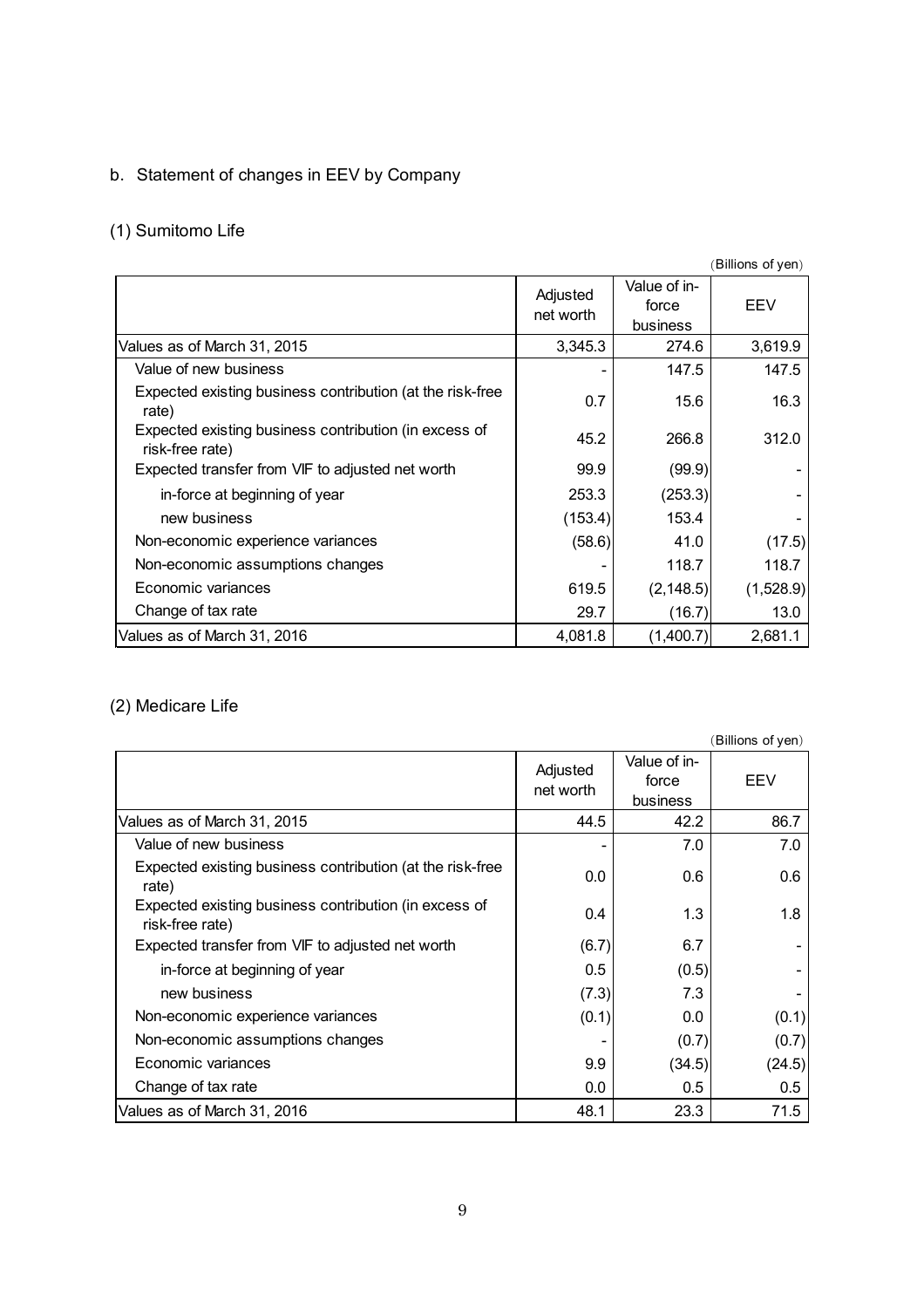b. Statement of changes in EEV by Company

(1) Sumitomo Life

(Billions of yen)

| | Adjusted net worth | Value of in-force business | EEV |
|---|---|---|---|
| Values as of March 31, 2015 | 3,345.3 | 274.6 | 3,619.9 |
| Value of new business | - | 147.5 | 147.5 |
| Expected existing business contribution (at the risk-free rate) | 0.7 | 15.6 | 16.3 |
| Expected existing business contribution (in excess of risk-free rate) | 45.2 | 266.8 | 312.0 |
| Expected transfer from VIF to adjusted net worth | 99.9 | (99.9) | - |
| in-force at beginning of year | 253.3 | (253.3) | - |
| new business | (153.4) | 153.4 | - |
| Non-economic experience variances | (58.6) | 41.0 | (17.5) |
| Non-economic assumptions changes | - | 118.7 | 118.7 |
| Economic variances | 619.5 | (2,148.5) | (1,528.9) |
| Change of tax rate | 29.7 | (16.7) | 13.0 |
| Values as of March 31, 2016 | 4,081.8 | (1,400.7) | 2,681.1 |

(2) Medicare Life

(Billions of yen)

| | Adjusted net worth | Value of in-force business | EEV |
|---|---|---|---|
| Values as of March 31, 2015 | 44.5 | 42.2 | 86.7 |
| Value of new business | - | 7.0 | 7.0 |
| Expected existing business contribution (at the risk-free rate) | 0.0 | 0.6 | 0.6 |
| Expected existing business contribution (in excess of risk-free rate) | 0.4 | 1.3 | 1.8 |
| Expected transfer from VIF to adjusted net worth | (6.7) | 6.7 | - |
| in-force at beginning of year | 0.5 | (0.5) | - |
| new business | (7.3) | 7.3 | - |
| Non-economic experience variances | (0.1) | 0.0 | (0.1) |
| Non-economic assumptions changes | - | (0.7) | (0.7) |
| Economic variances | 9.9 | (34.5) | (24.5) |
| Change of tax rate | 0.0 | 0.5 | 0.5 |
| Values as of March 31, 2016 | 48.1 | 23.3 | 71.5 |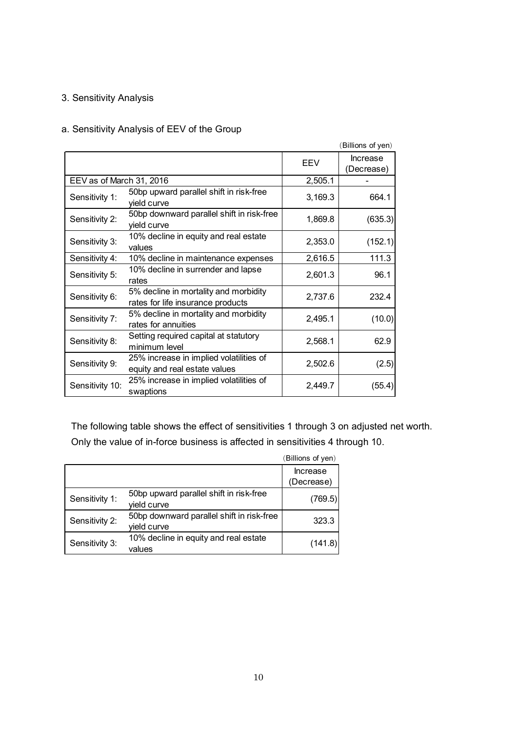## 3. Sensitivity Analysis

### a. Sensitivity Analysis of EEV of the Group

(Billions of yen)

| | | EEV | Increase (Decrease) |
|---|---|---|---|
| EEV as of March 31, 2016 | | 2,505.1 | - |
| Sensitivity 1: | 50bp upward parallel shift in risk-free yield curve | 3,169.3 | 664.1 |
| Sensitivity 2: | 50bp downward parallel shift in risk-free yield curve | 1,869.8 | (635.3) |
| Sensitivity 3: | 10% decline in equity and real estate values | 2,353.0 | (152.1) |
| Sensitivity 4: | 10% decline in maintenance expenses | 2,616.5 | 111.3 |
| Sensitivity 5: | 10% decline in surrender and lapse rates | 2,601.3 | 96.1 |
| Sensitivity 6: | 5% decline in mortality and morbidity rates for life insurance products | 2,737.6 | 232.4 |
| Sensitivity 7: | 5% decline in mortality and morbidity rates for annuities | 2,495.1 | (10.0) |
| Sensitivity 8: | Setting required capital at statutory minimum level | 2,568.1 | 62.9 |
| Sensitivity 9: | 25% increase in implied volatilities of equity and real estate values | 2,502.6 | (2.5) |
| Sensitivity 10: | 25% increase in implied volatilities of swaptions | 2,449.7 | (55.4) |

The following table shows the effect of sensitivities 1 through 3 on adjusted net worth. Only the value of in-force business is affected in sensitivities 4 through 10.

(Billions of yen)

| | | Increase (Decrease) |
|---|---|---|
| Sensitivity 1: | 50bp upward parallel shift in risk-free yield curve | (769.5) |
| Sensitivity 2: | 50bp downward parallel shift in risk-free yield curve | 323.3 |
| Sensitivity 3: | 10% decline in equity and real estate values | (141.8) |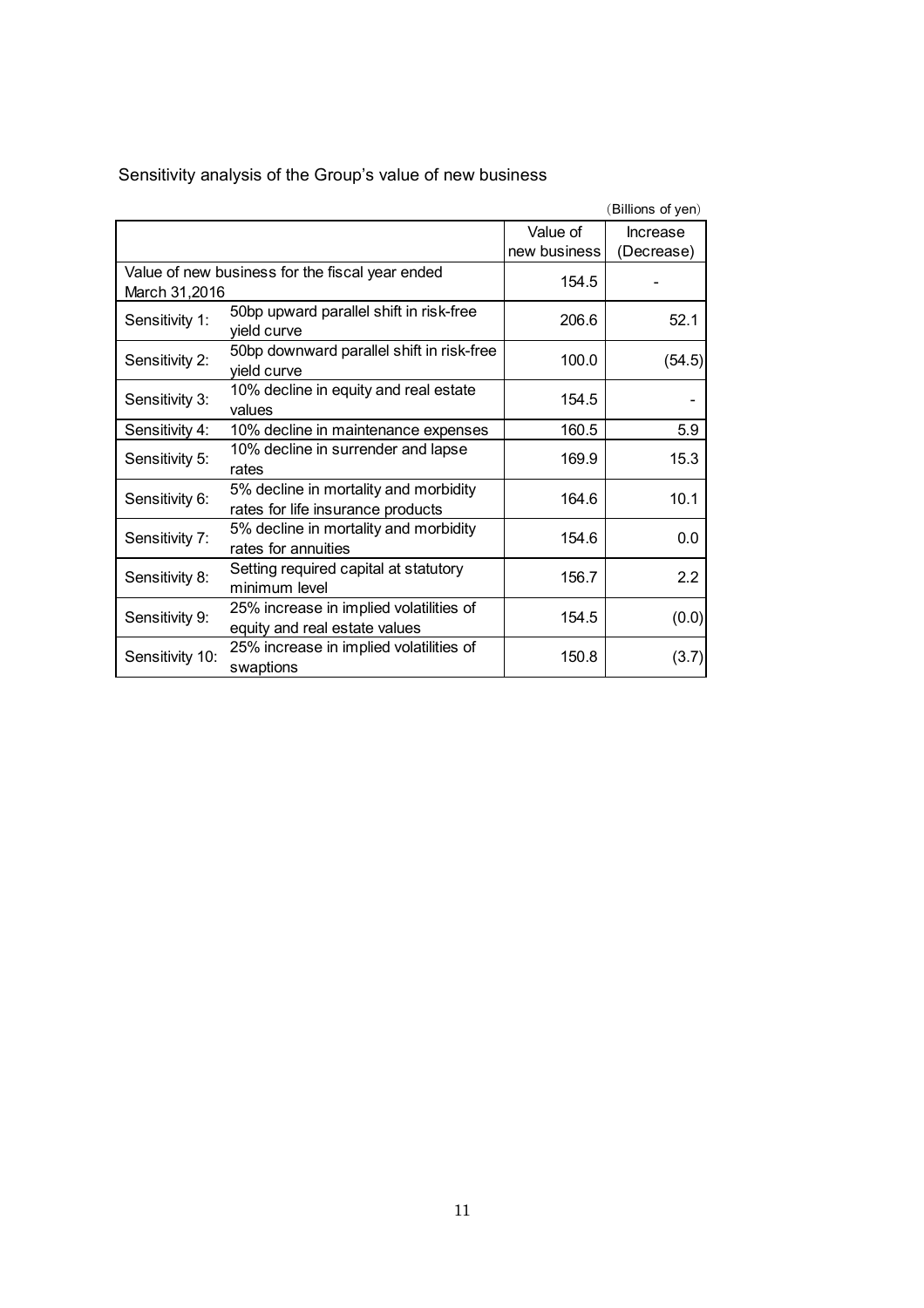Sensitivity analysis of the Group's value of new business

(Billions of yen)

| | | Value of new business | Increase (Decrease) |
|---|---|---|---|
| Value of new business for the fiscal year ended March 31,2016 | | 154.5 | - |
| Sensitivity 1: | 50bp upward parallel shift in risk-free yield curve | 206.6 | 52.1 |
| Sensitivity 2: | 50bp downward parallel shift in risk-free yield curve | 100.0 | (54.5) |
| Sensitivity 3: | 10% decline in equity and real estate values | 154.5 | - |
| Sensitivity 4: | 10% decline in maintenance expenses | 160.5 | 5.9 |
| Sensitivity 5: | 10% decline in surrender and lapse rates | 169.9 | 15.3 |
| Sensitivity 6: | 5% decline in mortality and morbidity rates for life insurance products | 164.6 | 10.1 |
| Sensitivity 7: | 5% decline in mortality and morbidity rates for annuities | 154.6 | 0.0 |
| Sensitivity 8: | Setting required capital at statutory minimum level | 156.7 | 2.2 |
| Sensitivity 9: | 25% increase in implied volatilities of equity and real estate values | 154.5 | (0.0) |
| Sensitivity 10: | 25% increase in implied volatilities of swaptions | 150.8 | (3.7) |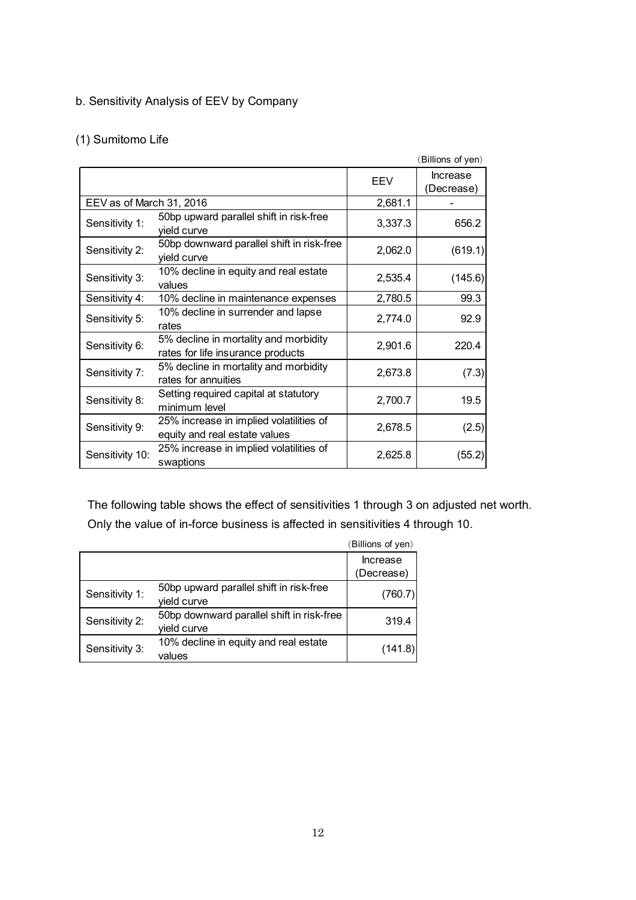b. Sensitivity Analysis of EEV by Company

(1) Sumitomo Life

(Billions of yen)

| | | EEV | Increase (Decrease) |
|---|---|---|---|
| EEV as of March 31, 2016 | | 2,681.1 | - |
| Sensitivity 1: | 50bp upward parallel shift in risk-free yield curve | 3,337.3 | 656.2 |
| Sensitivity 2: | 50bp downward parallel shift in risk-free yield curve | 2,062.0 | (619.1) |
| Sensitivity 3: | 10% decline in equity and real estate values | 2,535.4 | (145.6) |
| Sensitivity 4: | 10% decline in maintenance expenses | 2,780.5 | 99.3 |
| Sensitivity 5: | 10% decline in surrender and lapse rates | 2,774.0 | 92.9 |
| Sensitivity 6: | 5% decline in mortality and morbidity rates for life insurance products | 2,901.6 | 220.4 |
| Sensitivity 7: | 5% decline in mortality and morbidity rates for annuities | 2,673.8 | (7.3) |
| Sensitivity 8: | Setting required capital at statutory minimum level | 2,700.7 | 19.5 |
| Sensitivity 9: | 25% increase in implied volatilities of equity and real estate values | 2,678.5 | (2.5) |
| Sensitivity 10: | 25% increase in implied volatilities of swaptions | 2,625.8 | (55.2) |

The following table shows the effect of sensitivities 1 through 3 on adjusted net worth. Only the value of in-force business is affected in sensitivities 4 through 10.

(Billions of yen)

| | | Increase (Decrease) |
|---|---|---|
| Sensitivity 1: | 50bp upward parallel shift in risk-free yield curve | (760.7) |
| Sensitivity 2: | 50bp downward parallel shift in risk-free yield curve | 319.4 |
| Sensitivity 3: | 10% decline in equity and real estate values | (141.8) |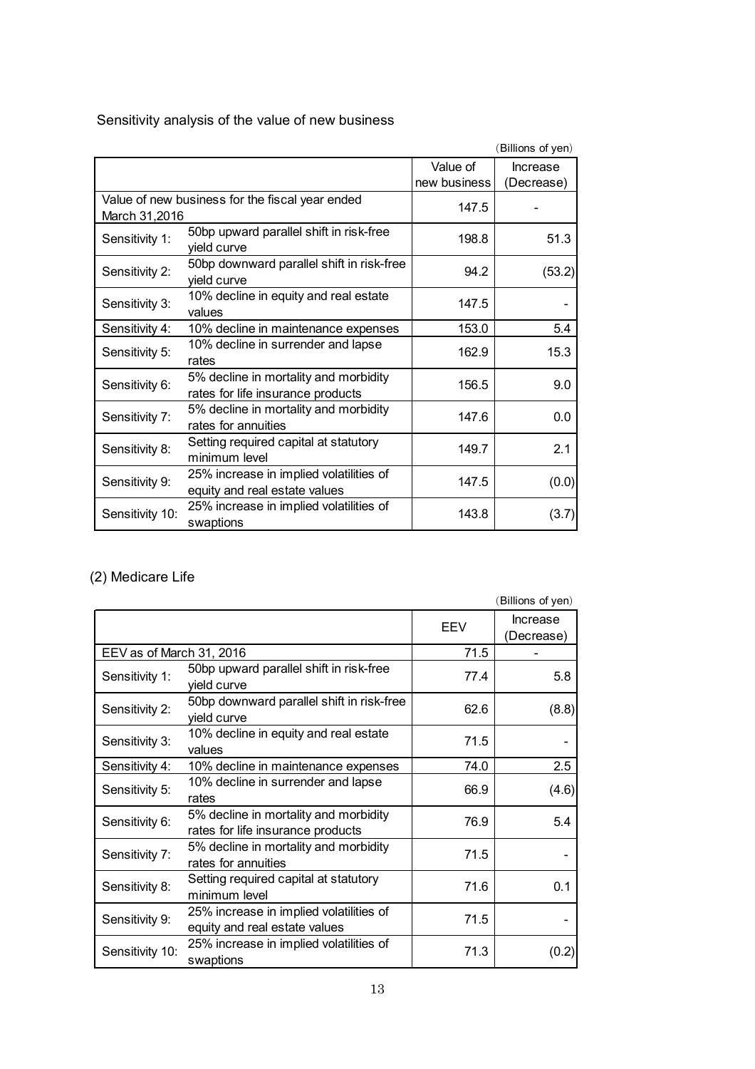Sensitivity analysis of the value of new business

(Billions of yen)

| | | Value of new business | Increase (Decrease) |
|---|---|---|---|
| Value of new business for the fiscal year ended March 31,2016 | | 147.5 | - |
| Sensitivity 1: | 50bp upward parallel shift in risk-free yield curve | 198.8 | 51.3 |
| Sensitivity 2: | 50bp downward parallel shift in risk-free yield curve | 94.2 | (53.2) |
| Sensitivity 3: | 10% decline in equity and real estate values | 147.5 | - |
| Sensitivity 4: | 10% decline in maintenance expenses | 153.0 | 5.4 |
| Sensitivity 5: | 10% decline in surrender and lapse rates | 162.9 | 15.3 |
| Sensitivity 6: | 5% decline in mortality and morbidity rates for life insurance products | 156.5 | 9.0 |
| Sensitivity 7: | 5% decline in mortality and morbidity rates for annuities | 147.6 | 0.0 |
| Sensitivity 8: | Setting required capital at statutory minimum level | 149.7 | 2.1 |
| Sensitivity 9: | 25% increase in implied volatilities of equity and real estate values | 147.5 | (0.0) |
| Sensitivity 10: | 25% increase in implied volatilities of swaptions | 143.8 | (3.7) |

(2) Medicare Life

(Billions of yen)

| | | EEV | Increase (Decrease) |
|---|---|---|---|
| EEV as of March 31, 2016 | | 71.5 | - |
| Sensitivity 1: | 50bp upward parallel shift in risk-free yield curve | 77.4 | 5.8 |
| Sensitivity 2: | 50bp downward parallel shift in risk-free yield curve | 62.6 | (8.8) |
| Sensitivity 3: | 10% decline in equity and real estate values | 71.5 | - |
| Sensitivity 4: | 10% decline in maintenance expenses | 74.0 | 2.5 |
| Sensitivity 5: | 10% decline in surrender and lapse rates | 66.9 | (4.6) |
| Sensitivity 6: | 5% decline in mortality and morbidity rates for life insurance products | 76.9 | 5.4 |
| Sensitivity 7: | 5% decline in mortality and morbidity rates for annuities | 71.5 | - |
| Sensitivity 8: | Setting required capital at statutory minimum level | 71.6 | 0.1 |
| Sensitivity 9: | 25% increase in implied volatilities of equity and real estate values | 71.5 | - |
| Sensitivity 10: | 25% increase in implied volatilities of swaptions | 71.3 | (0.2) |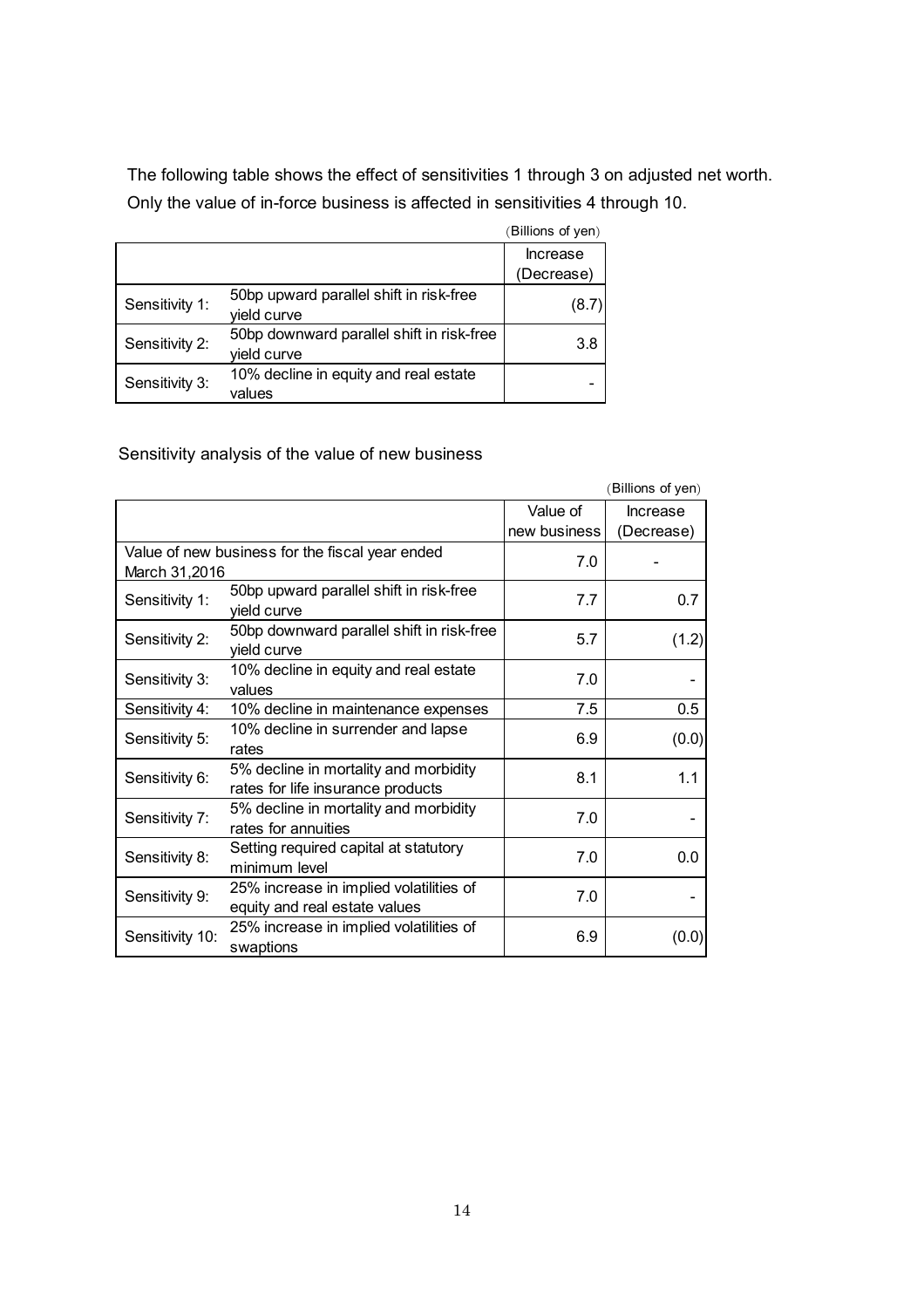The following table shows the effect of sensitivities 1 through 3 on adjusted net worth. Only the value of in-force business is affected in sensitivities 4 through 10.

(Billions of yen)

| | | Increase (Decrease) |
|---|---|---|
| Sensitivity 1: | 50bp upward parallel shift in risk-free yield curve | (8.7) |
| Sensitivity 2: | 50bp downward parallel shift in risk-free yield curve | 3.8 |
| Sensitivity 3: | 10% decline in equity and real estate values | - |

Sensitivity analysis of the value of new business

(Billions of yen)

| | | Value of new business | Increase (Decrease) |
|---|---|---|---|
| Value of new business for the fiscal year ended March 31,2016 | | 7.0 | - |
| Sensitivity 1: | 50bp upward parallel shift in risk-free yield curve | 7.7 | 0.7 |
| Sensitivity 2: | 50bp downward parallel shift in risk-free yield curve | 5.7 | (1.2) |
| Sensitivity 3: | 10% decline in equity and real estate values | 7.0 | - |
| Sensitivity 4: | 10% decline in maintenance expenses | 7.5 | 0.5 |
| Sensitivity 5: | 10% decline in surrender and lapse rates | 6.9 | (0.0) |
| Sensitivity 6: | 5% decline in mortality and morbidity rates for life insurance products | 8.1 | 1.1 |
| Sensitivity 7: | 5% decline in mortality and morbidity rates for annuities | 7.0 | - |
| Sensitivity 8: | Setting required capital at statutory minimum level | 7.0 | 0.0 |
| Sensitivity 9: | 25% increase in implied volatilities of equity and real estate values | 7.0 | - |
| Sensitivity 10: | 25% increase in implied volatilities of swaptions | 6.9 | (0.0) |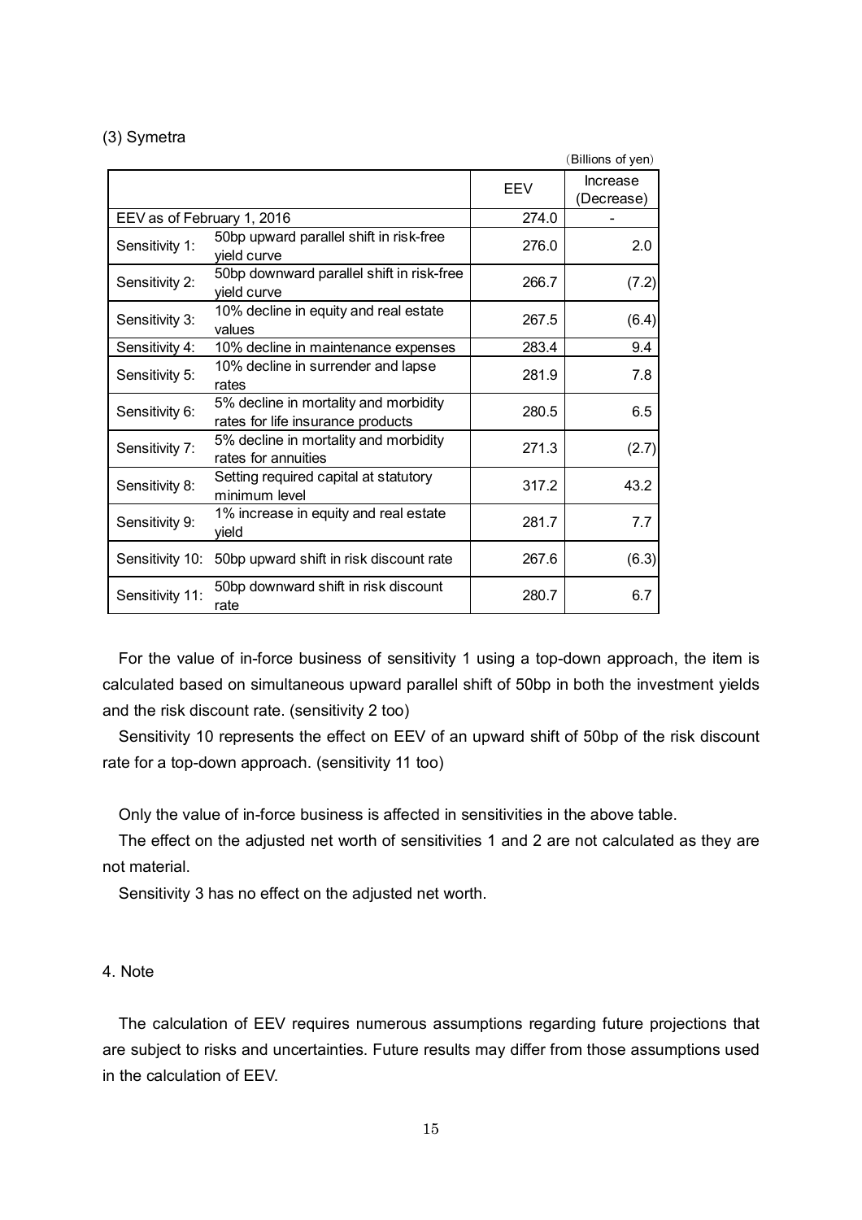### (3) Symetra

(Billions of yen)

| | | EEV | Increase (Decrease) |
|---|---|---|---|
| EEV as of February 1, 2016 | | 274.0 | - |
| Sensitivity 1: | 50bp upward parallel shift in risk-free yield curve | 276.0 | 2.0 |
| Sensitivity 2: | 50bp downward parallel shift in risk-free yield curve | 266.7 | (7.2) |
| Sensitivity 3: | 10% decline in equity and real estate values | 267.5 | (6.4) |
| Sensitivity 4: | 10% decline in maintenance expenses | 283.4 | 9.4 |
| Sensitivity 5: | 10% decline in surrender and lapse rates | 281.9 | 7.8 |
| Sensitivity 6: | 5% decline in mortality and morbidity rates for life insurance products | 280.5 | 6.5 |
| Sensitivity 7: | 5% decline in mortality and morbidity rates for annuities | 271.3 | (2.7) |
| Sensitivity 8: | Setting required capital at statutory minimum level | 317.2 | 43.2 |
| Sensitivity 9: | 1% increase in equity and real estate yield | 281.7 | 7.7 |
| Sensitivity 10: | 50bp upward shift in risk discount rate | 267.6 | (6.3) |
| Sensitivity 11: | 50bp downward shift in risk discount rate | 280.7 | 6.7 |

For the value of in-force business of sensitivity 1 using a top-down approach, the item is calculated based on simultaneous upward parallel shift of 50bp in both the investment yields and the risk discount rate. (sensitivity 2 too)

Sensitivity 10 represents the effect on EEV of an upward shift of 50bp of the risk discount rate for a top-down approach. (sensitivity 11 too)

Only the value of in-force business is affected in sensitivities in the above table.

The effect on the adjusted net worth of sensitivities 1 and 2 are not calculated as they are not material.

Sensitivity 3 has no effect on the adjusted net worth.

## 4. Note

The calculation of EEV requires numerous assumptions regarding future projections that are subject to risks and uncertainties. Future results may differ from those assumptions used in the calculation of EEV.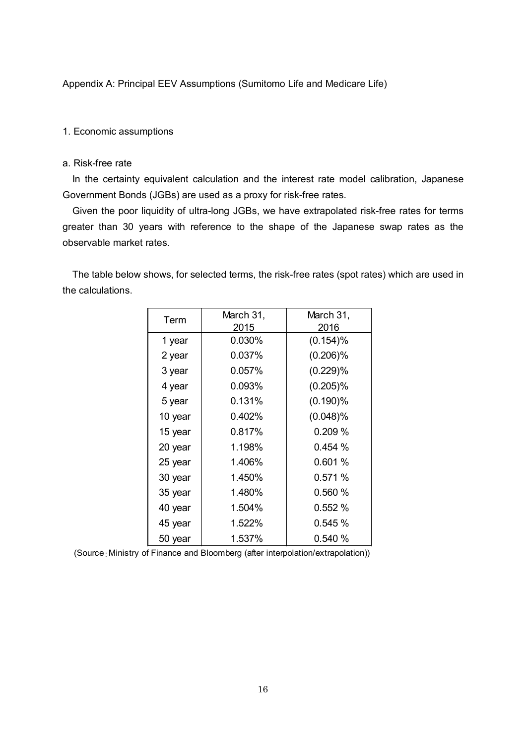Appendix A: Principal EEV Assumptions (Sumitomo Life and Medicare Life)

## 1. Economic assumptions

### a. Risk-free rate

In the certainty equivalent calculation and the interest rate model calibration, Japanese Government Bonds (JGBs) are used as a proxy for risk-free rates.

Given the poor liquidity of ultra-long JGBs, we have extrapolated risk-free rates for terms greater than 30 years with reference to the shape of the Japanese swap rates as the observable market rates.

The table below shows, for selected terms, the risk-free rates (spot rates) which are used in the calculations.

| Term | March 31, 2015 | March 31, 2016 |
|---|---|---|
| 1 year | 0.030% | (0.154)% |
| 2 year | 0.037% | (0.206)% |
| 3 year | 0.057% | (0.229)% |
| 4 year | 0.093% | (0.205)% |
| 5 year | 0.131% | (0.190)% |
| 10 year | 0.402% | (0.048)% |
| 15 year | 0.817% | 0.209 % |
| 20 year | 1.198% | 0.454 % |
| 25 year | 1.406% | 0.601 % |
| 30 year | 1.450% | 0.571 % |
| 35 year | 1.480% | 0.560 % |
| 40 year | 1.504% | 0.552 % |
| 45 year | 1.522% | 0.545 % |
| 50 year | 1.537% | 0.540 % |

(Source : Ministry of Finance and Bloomberg (after interpolation/extrapolation))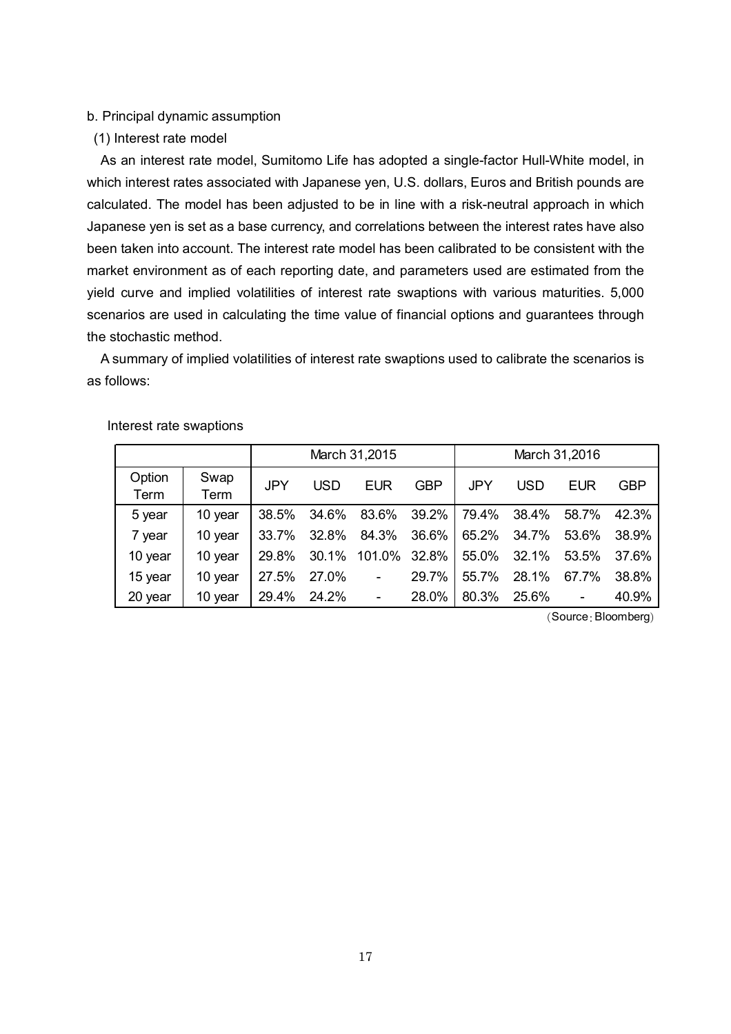b. Principal dynamic assumption

(1) Interest rate model

As an interest rate model, Sumitomo Life has adopted a single-factor Hull-White model, in which interest rates associated with Japanese yen, U.S. dollars, Euros and British pounds are calculated. The model has been adjusted to be in line with a risk-neutral approach in which Japanese yen is set as a base currency, and correlations between the interest rates have also been taken into account. The interest rate model has been calibrated to be consistent with the market environment as of each reporting date, and parameters used are estimated from the yield curve and implied volatilities of interest rate swaptions with various maturities. 5,000 scenarios are used in calculating the time value of financial options and guarantees through the stochastic method.

A summary of implied volatilities of interest rate swaptions used to calibrate the scenarios is as follows:

Interest rate swaptions

| | | March 31,2015 | | | | March 31,2016 | | | |
|---|---|---|---|---|---|---|---|---|---|
| Option Term | Swap Term | JPY | USD | EUR | GBP | JPY | USD | EUR | GBP |
| 5 year | 10 year | 38.5% | 34.6% | 83.6% | 39.2% | 79.4% | 38.4% | 58.7% | 42.3% |
| 7 year | 10 year | 33.7% | 32.8% | 84.3% | 36.6% | 65.2% | 34.7% | 53.6% | 38.9% |
| 10 year | 10 year | 29.8% | 30.1% | 101.0% | 32.8% | 55.0% | 32.1% | 53.5% | 37.6% |
| 15 year | 10 year | 27.5% | 27.0% | - | 29.7% | 55.7% | 28.1% | 67.7% | 38.8% |
| 20 year | 10 year | 29.4% | 24.2% | - | 28.0% | 80.3% | 25.6% | - | 40.9% |

(Source：Bloomberg)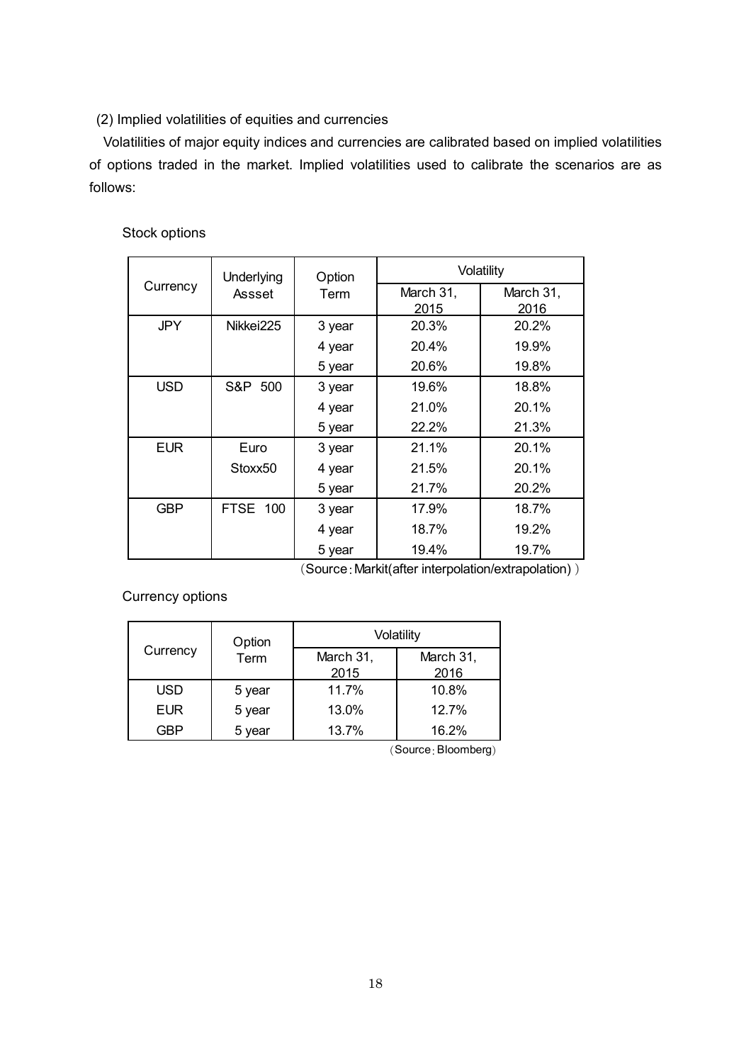(2) Implied volatilities of equities and currencies

Volatilities of major equity indices and currencies are calibrated based on implied volatilities of options traded in the market. Implied volatilities used to calibrate the scenarios are as follows:

Stock options

| Currency | Underlying Assset | Option Term | Volatility | |
|---|---|---|---|---|
| | | | March 31, 2015 | March 31, 2016 |
| JPY | Nikkei225 | 3 year | 20.3% | 20.2% |
| | | 4 year | 20.4% | 19.9% |
| | | 5 year | 20.6% | 19.8% |
| USD | S&P 500 | 3 year | 19.6% | 18.8% |
| | | 4 year | 21.0% | 20.1% |
| | | 5 year | 22.2% | 21.3% |
| EUR | Euro Stoxx50 | 3 year | 21.1% | 20.1% |
| | | 4 year | 21.5% | 20.1% |
| | | 5 year | 21.7% | 20.2% |
| GBP | FTSE 100 | 3 year | 17.9% | 18.7% |
| | | 4 year | 18.7% | 19.2% |
| | | 5 year | 19.4% | 19.7% |

（Source：Markit(after interpolation/extrapolation)）

Currency options

| Currency | Option Term | Volatility | |
|---|---|---|---|
| | | March 31, 2015 | March 31, 2016 |
| USD | 5 year | 11.7% | 10.8% |
| EUR | 5 year | 13.0% | 12.7% |
| GBP | 5 year | 13.7% | 16.2% |

（Source：Bloomberg）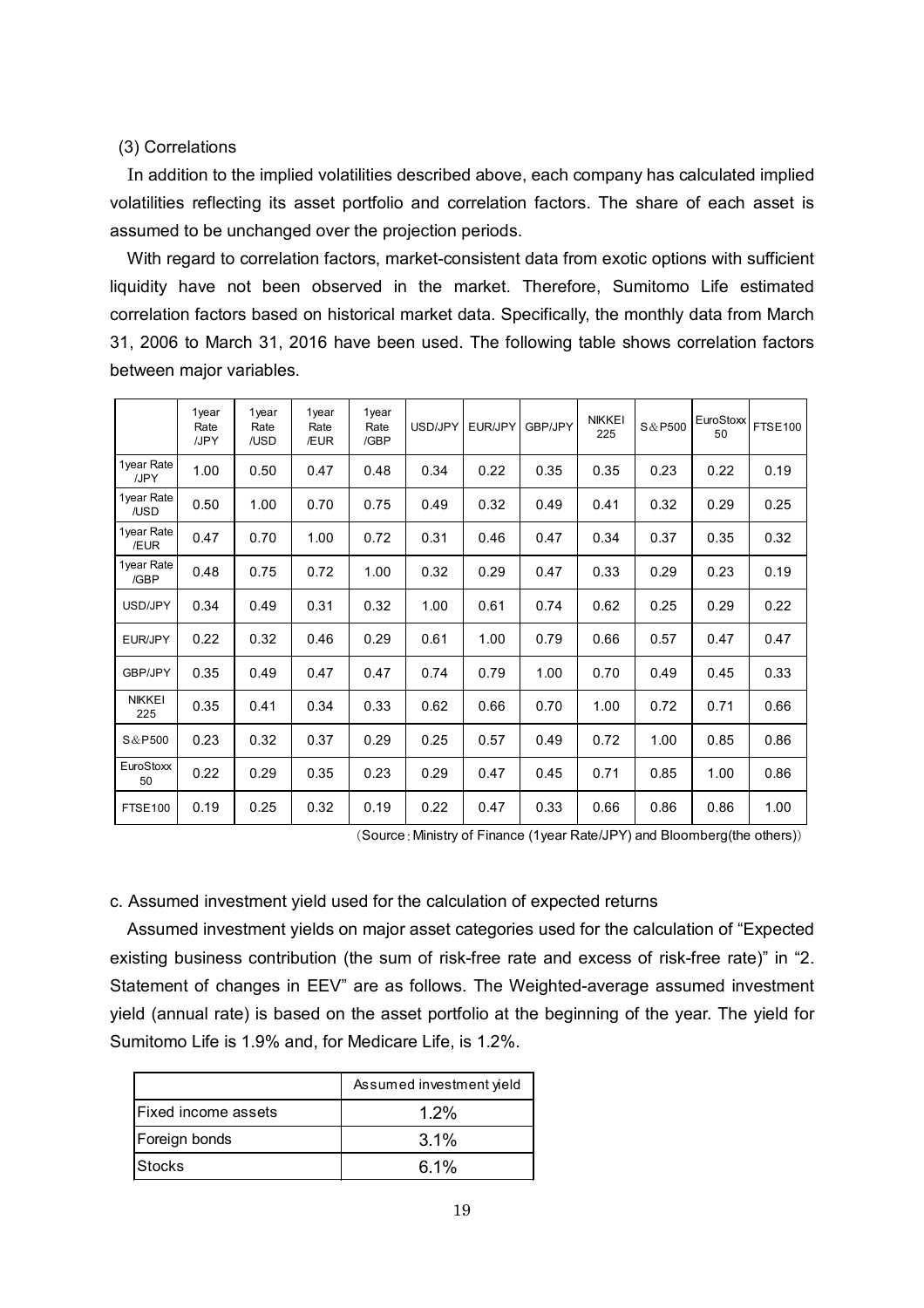(3) Correlations

In addition to the implied volatilities described above, each company has calculated implied volatilities reflecting its asset portfolio and correlation factors. The share of each asset is assumed to be unchanged over the projection periods.

With regard to correlation factors, market-consistent data from exotic options with sufficient liquidity have not been observed in the market. Therefore, Sumitomo Life estimated correlation factors based on historical market data. Specifically, the monthly data from March 31, 2006 to March 31, 2016 have been used. The following table shows correlation factors between major variables.

| | 1year Rate /JPY | 1year Rate /USD | 1year Rate /EUR | 1year Rate /GBP | USD/JPY | EUR/JPY | GBP/JPY | NIKKEI 225 | S&P500 | EuroStoxx 50 | FTSE100 |
|---|---|---|---|---|---|---|---|---|---|---|---|
| 1year Rate /JPY | 1.00 | 0.50 | 0.47 | 0.48 | 0.34 | 0.22 | 0.35 | 0.35 | 0.23 | 0.22 | 0.19 |
| 1year Rate /USD | 0.50 | 1.00 | 0.70 | 0.75 | 0.49 | 0.32 | 0.49 | 0.41 | 0.32 | 0.29 | 0.25 |
| 1year Rate /EUR | 0.47 | 0.70 | 1.00 | 0.72 | 0.31 | 0.46 | 0.47 | 0.34 | 0.37 | 0.35 | 0.32 |
| 1year Rate /GBP | 0.48 | 0.75 | 0.72 | 1.00 | 0.32 | 0.29 | 0.47 | 0.33 | 0.29 | 0.23 | 0.19 |
| USD/JPY | 0.34 | 0.49 | 0.31 | 0.32 | 1.00 | 0.61 | 0.74 | 0.62 | 0.25 | 0.29 | 0.22 |
| EUR/JPY | 0.22 | 0.32 | 0.46 | 0.29 | 0.61 | 1.00 | 0.79 | 0.66 | 0.57 | 0.47 | 0.47 |
| GBP/JPY | 0.35 | 0.49 | 0.47 | 0.47 | 0.74 | 0.79 | 1.00 | 0.70 | 0.49 | 0.45 | 0.33 |
| NIKKEI 225 | 0.35 | 0.41 | 0.34 | 0.33 | 0.62 | 0.66 | 0.70 | 1.00 | 0.72 | 0.71 | 0.66 |
| S&P500 | 0.23 | 0.32 | 0.37 | 0.29 | 0.25 | 0.57 | 0.49 | 0.72 | 1.00 | 0.85 | 0.86 |
| EuroStoxx 50 | 0.22 | 0.29 | 0.35 | 0.23 | 0.29 | 0.47 | 0.45 | 0.71 | 0.85 | 1.00 | 0.86 |
| FTSE100 | 0.19 | 0.25 | 0.32 | 0.19 | 0.22 | 0.47 | 0.33 | 0.66 | 0.86 | 0.86 | 1.00 |

（Source：Ministry of Finance (1year Rate/JPY) and Bloomberg(the others)）

c. Assumed investment yield used for the calculation of expected returns

Assumed investment yields on major asset categories used for the calculation of “Expected existing business contribution (the sum of risk-free rate and excess of risk-free rate)” in “2. Statement of changes in EEV” are as follows. The Weighted-average assumed investment yield (annual rate) is based on the asset portfolio at the beginning of the year. The yield for Sumitomo Life is 1.9% and, for Medicare Life, is 1.2%.

| | Assumed investment yield |
|---|---|
| Fixed income assets | 1.2% |
| Foreign bonds | 3.1% |
| Stocks | 6.1% |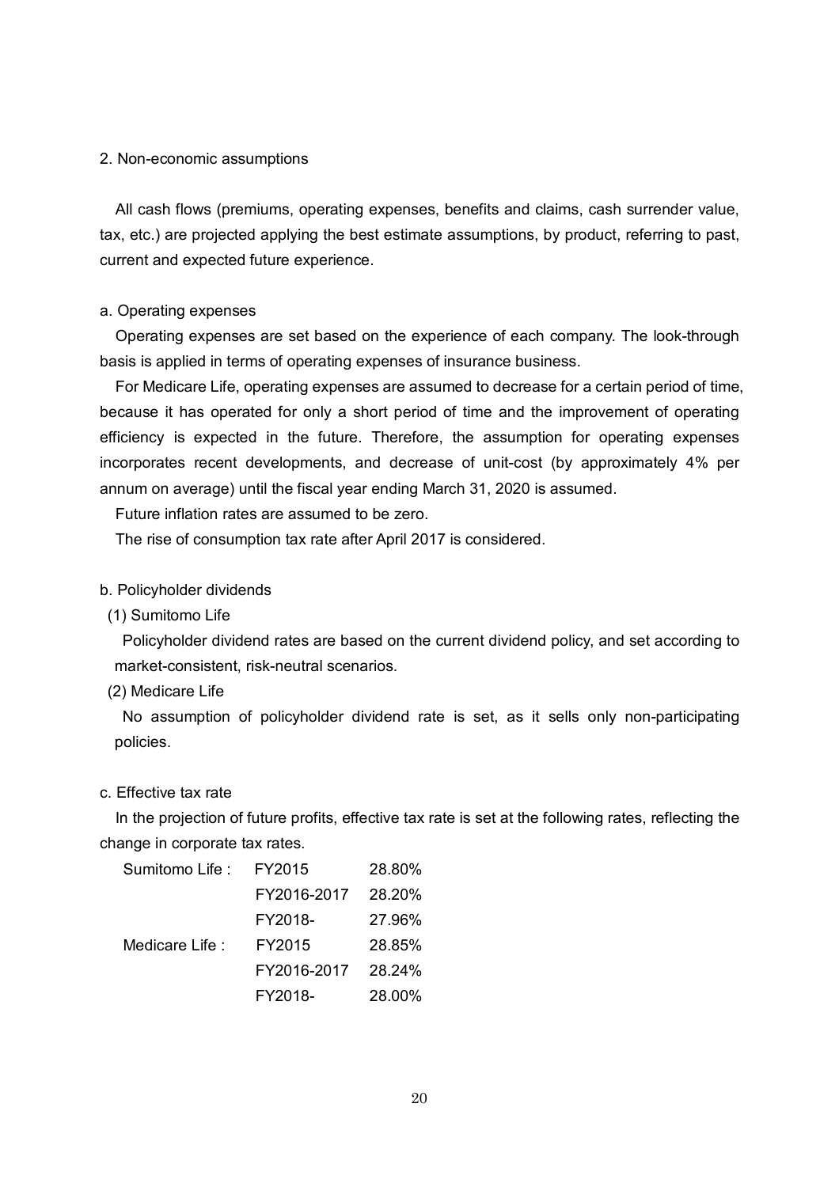## 2. Non-economic assumptions

All cash flows (premiums, operating expenses, benefits and claims, cash surrender value, tax, etc.) are projected applying the best estimate assumptions, by product, referring to past, current and expected future experience.

### a. Operating expenses

Operating expenses are set based on the experience of each company. The look-through basis is applied in terms of operating expenses of insurance business.

For Medicare Life, operating expenses are assumed to decrease for a certain period of time, because it has operated for only a short period of time and the improvement of operating efficiency is expected in the future. Therefore, the assumption for operating expenses incorporates recent developments, and decrease of unit-cost (by approximately 4% per annum on average) until the fiscal year ending March 31, 2020 is assumed.

Future inflation rates are assumed to be zero.

The rise of consumption tax rate after April 2017 is considered.

### b. Policyholder dividends

(1) Sumitomo Life

Policyholder dividend rates are based on the current dividend policy, and set according to market-consistent, risk-neutral scenarios.

(2) Medicare Life

No assumption of policyholder dividend rate is set, as it sells only non-participating policies.

### c. Effective tax rate

In the projection of future profits, effective tax rate is set at the following rates, reflecting the change in corporate tax rates.

| | | |
|---|---|---|
| Sumitomo Life : | FY2015 | 28.80% |
| | FY2016-2017 | 28.20% |
| | FY2018- | 27.96% |
| Medicare Life : | FY2015 | 28.85% |
| | FY2016-2017 | 28.24% |
| | FY2018- | 28.00% |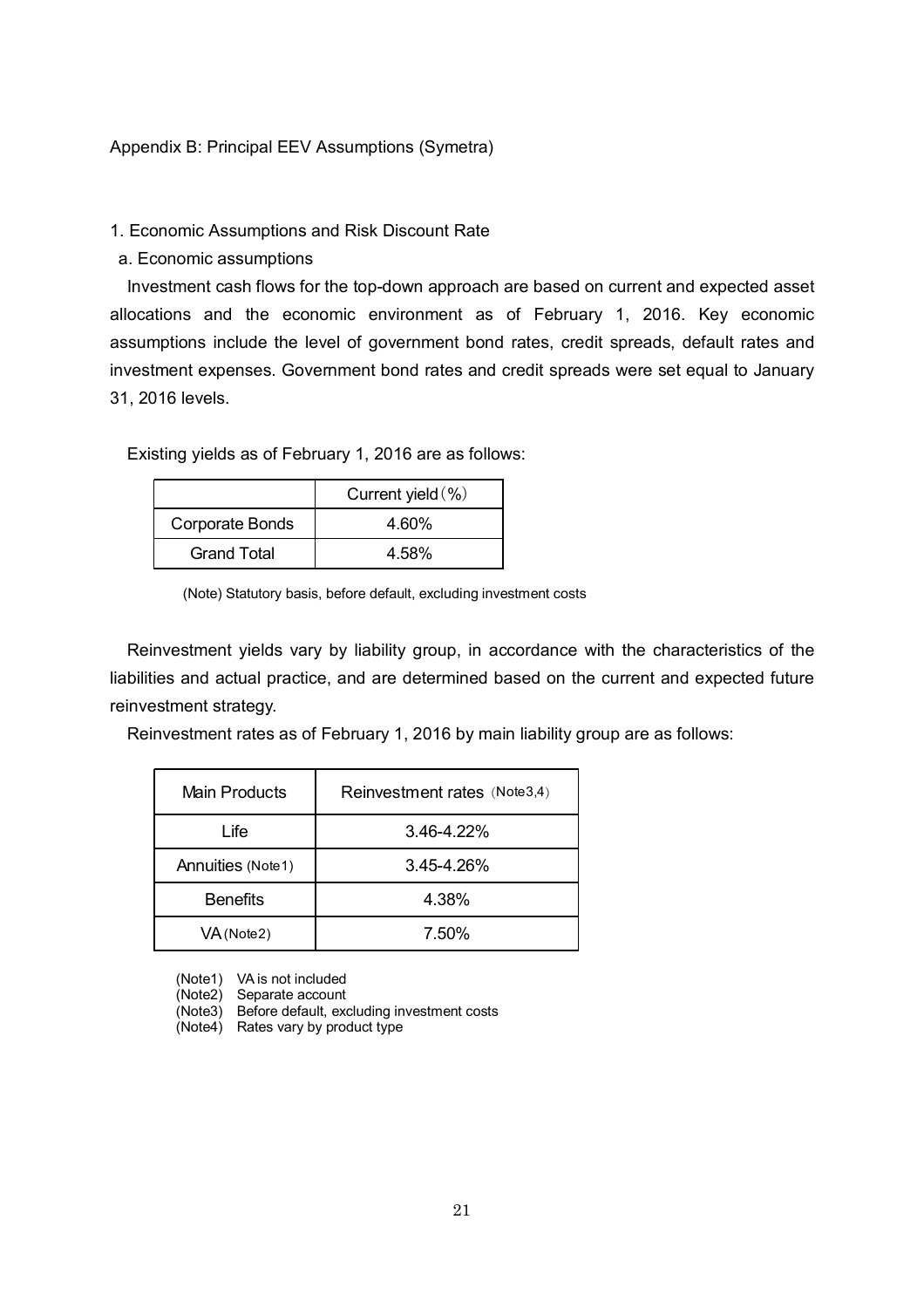Appendix B: Principal EEV Assumptions (Symetra)

1. Economic Assumptions and Risk Discount Rate

a. Economic assumptions

Investment cash flows for the top-down approach are based on current and expected asset allocations and the economic environment as of February 1, 2016. Key economic assumptions include the level of government bond rates, credit spreads, default rates and investment expenses. Government bond rates and credit spreads were set equal to January 31, 2016 levels.

Existing yields as of February 1, 2016 are as follows:

| | Current yield（%） |
|---|---|
| Corporate Bonds | 4.60% |
| Grand Total | 4.58% |

(Note) Statutory basis, before default, excluding investment costs

Reinvestment yields vary by liability group, in accordance with the characteristics of the liabilities and actual practice, and are determined based on the current and expected future reinvestment strategy.

Reinvestment rates as of February 1, 2016 by main liability group are as follows:

| Main Products | Reinvestment rates（Note3,4） |
|---|---|
| Life | 3.46-4.22% |
| Annuities (Note1) | 3.45-4.26% |
| Benefits | 4.38% |
| VA (Note2) | 7.50% |

(Note1) VA is not included
(Note2) Separate account
(Note3) Before default, excluding investment costs
(Note4) Rates vary by product type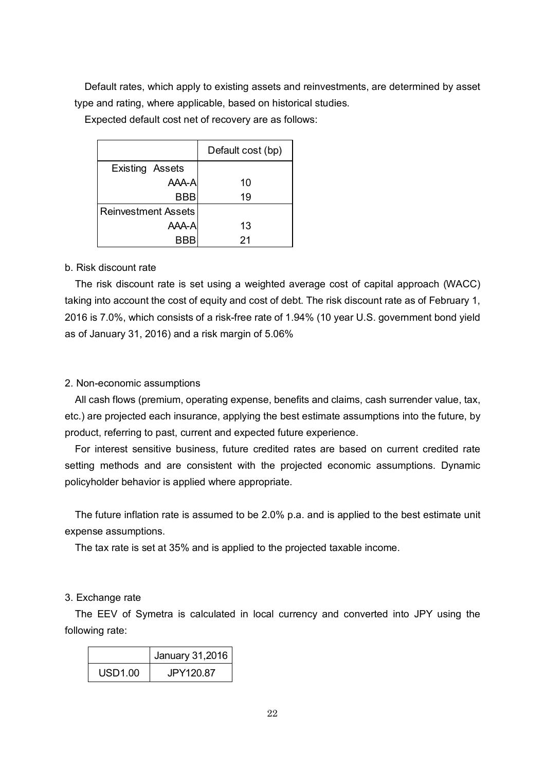Default rates, which apply to existing assets and reinvestments, are determined by asset type and rating, where applicable, based on historical studies.

Expected default cost net of recovery are as follows:

| | Default cost (bp) |
|---|---|
| Existing Assets | |
| AAA-A | 10 |
| BBB | 19 |
| Reinvestment Assets | |
| AAA-A | 13 |
| BBB | 21 |

b. Risk discount rate

The risk discount rate is set using a weighted average cost of capital approach (WACC) taking into account the cost of equity and cost of debt. The risk discount rate as of February 1, 2016 is 7.0%, which consists of a risk-free rate of 1.94% (10 year U.S. government bond yield as of January 31, 2016) and a risk margin of 5.06%

2. Non-economic assumptions

All cash flows (premium, operating expense, benefits and claims, cash surrender value, tax, etc.) are projected each insurance, applying the best estimate assumptions into the future, by product, referring to past, current and expected future experience.

For interest sensitive business, future credited rates are based on current credited rate setting methods and are consistent with the projected economic assumptions. Dynamic policyholder behavior is applied where appropriate.

The future inflation rate is assumed to be 2.0% p.a. and is applied to the best estimate unit expense assumptions.

The tax rate is set at 35% and is applied to the projected taxable income.

3. Exchange rate

The EEV of Symetra is calculated in local currency and converted into JPY using the following rate:

| | January 31,2016 |
|---|---|
| USD1.00 | JPY120.87 |